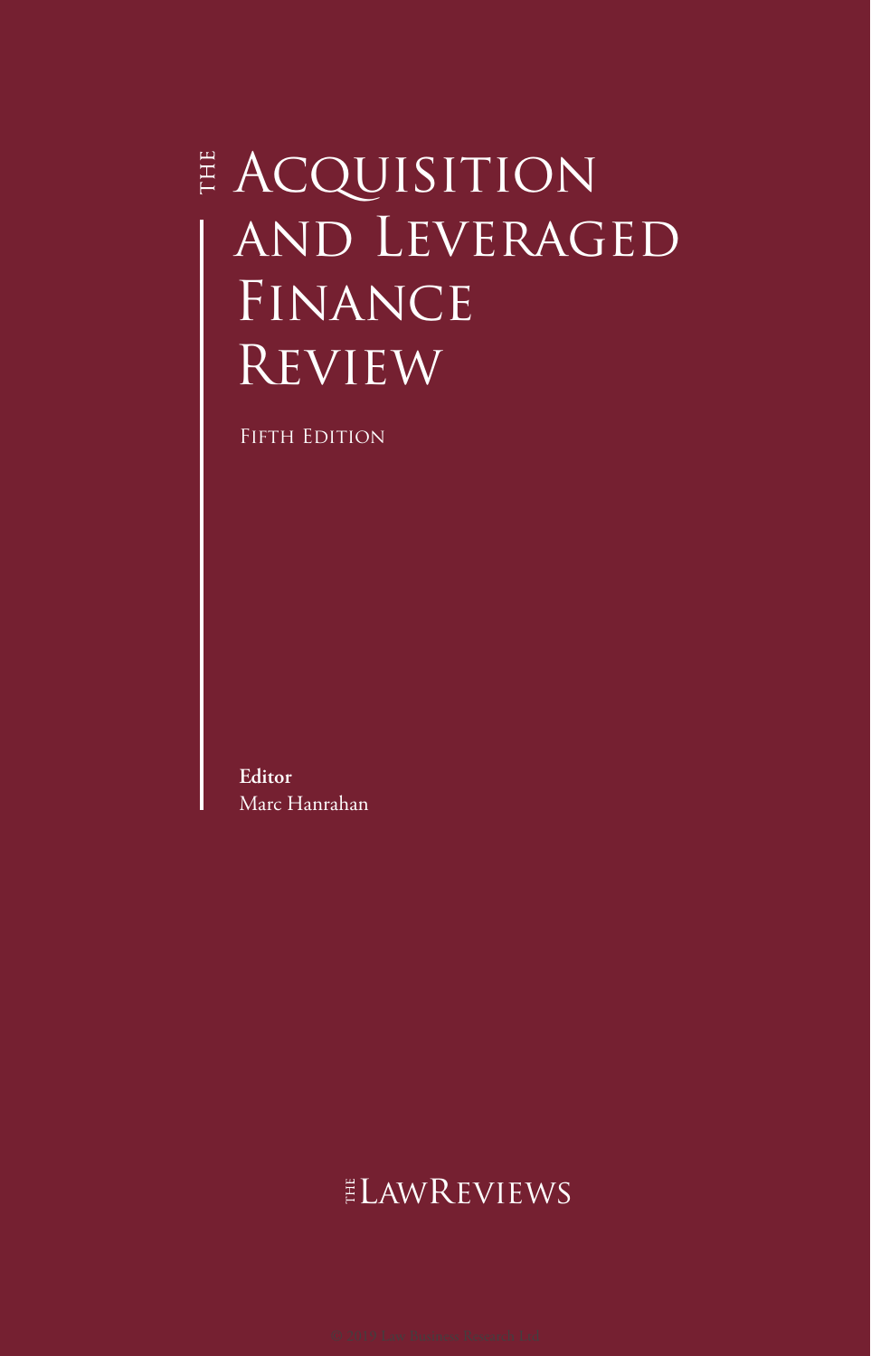# THE Acquisition and Leveraged Finance Review

Fifth Edition

**Editor**
Marc Hanrahan

THE LAWREVIEWS

© 2018 Law Business Research Ltd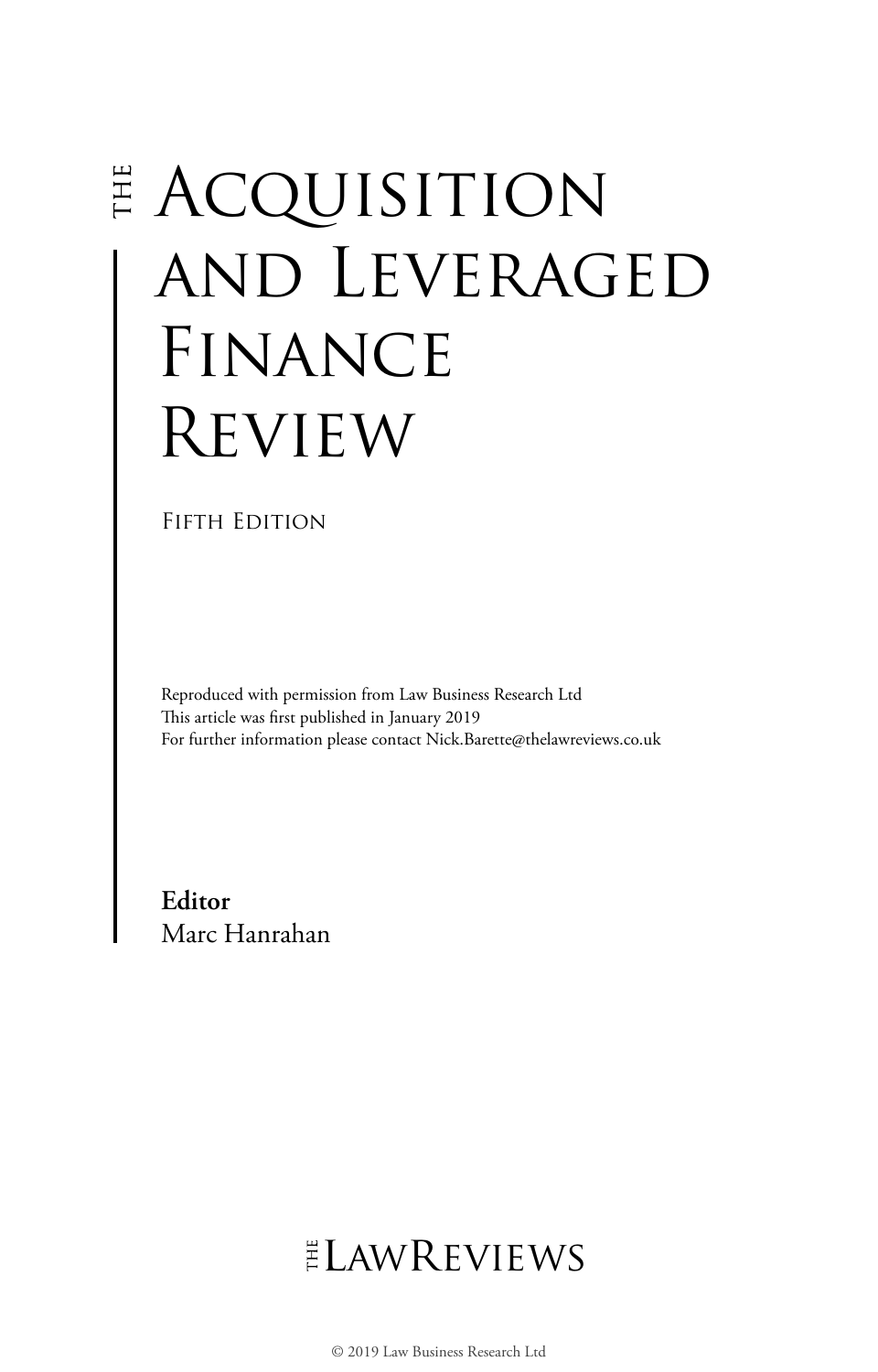# THE ACQUISITION AND LEVERAGED FINANCE REVIEW

Fifth Edition

Reproduced with permission from Law Business Research Ltd
This article was first published in January 2019
For further information please contact Nick.Barette@thelawreviews.co.uk

**Editor**
Marc Hanrahan

THE LAWREVIEWS

© 2019 Law Business Research Ltd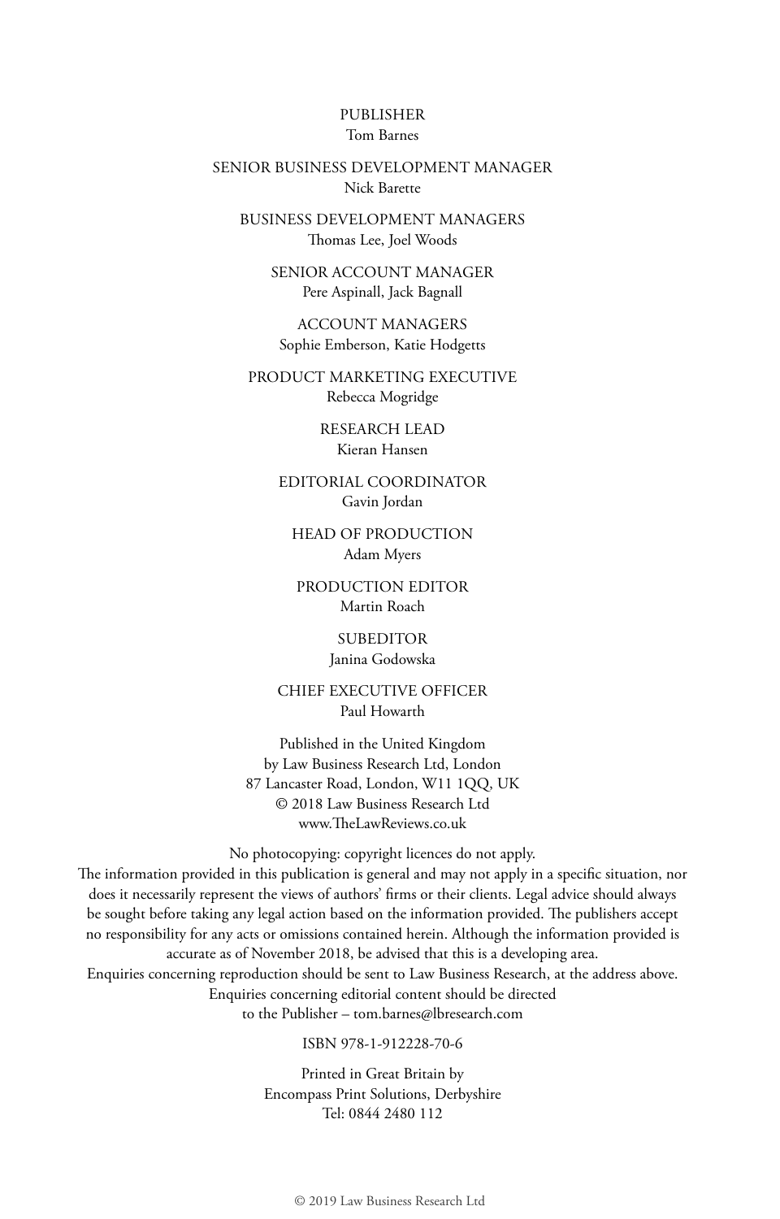PUBLISHER
Tom Barnes

SENIOR BUSINESS DEVELOPMENT MANAGER
Nick Barette

BUSINESS DEVELOPMENT MANAGERS
Thomas Lee, Joel Woods

SENIOR ACCOUNT MANAGER
Pere Aspinall, Jack Bagnall

ACCOUNT MANAGERS
Sophie Emberson, Katie Hodgetts

PRODUCT MARKETING EXECUTIVE
Rebecca Mogridge

RESEARCH LEAD
Kieran Hansen

EDITORIAL COORDINATOR
Gavin Jordan

HEAD OF PRODUCTION
Adam Myers

PRODUCTION EDITOR
Martin Roach

SUBEDITOR
Janina Godowska

CHIEF EXECUTIVE OFFICER
Paul Howarth

Published in the United Kingdom
by Law Business Research Ltd, London
87 Lancaster Road, London, W11 1QQ, UK
© 2018 Law Business Research Ltd
www.TheLawReviews.co.uk

No photocopying: copyright licences do not apply.
The information provided in this publication is general and may not apply in a specific situation, nor does it necessarily represent the views of authors' firms or their clients. Legal advice should always be sought before taking any legal action based on the information provided. The publishers accept no responsibility for any acts or omissions contained herein. Although the information provided is accurate as of November 2018, be advised that this is a developing area.
Enquiries concerning reproduction should be sent to Law Business Research, at the address above.
Enquiries concerning editorial content should be directed
to the Publisher – tom.barnes@lbresearch.com

ISBN 978-1-912228-70-6

Printed in Great Britain by
Encompass Print Solutions, Derbyshire
Tel: 0844 2480 112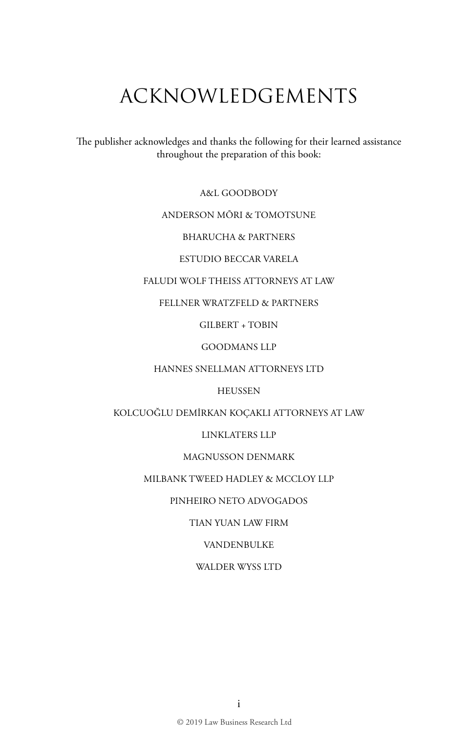# ACKNOWLEDGEMENTS

The publisher acknowledges and thanks the following for their learned assistance throughout the preparation of this book:

A&L GOODBODY

ANDERSON MŌRI & TOMOTSUNE

BHARUCHA & PARTNERS

ESTUDIO BECCAR VARELA

FALUDI WOLF THEISS ATTORNEYS AT LAW

FELLNER WRATZFELD & PARTNERS

GILBERT + TOBIN

GOODMANS LLP

HANNES SNELLMAN ATTORNEYS LTD

HEUSSEN

KOLCUOĞLU DEMİRKAN KOÇAKLI ATTORNEYS AT LAW

LINKLATERS LLP

MAGNUSSON DENMARK

MILBANK TWEED HADLEY & MCCLOY LLP

PINHEIRO NETO ADVOGADOS

TIAN YUAN LAW FIRM

VANDENBULKE

WALDER WYSS LTD

© 2019 Law Business Research Ltd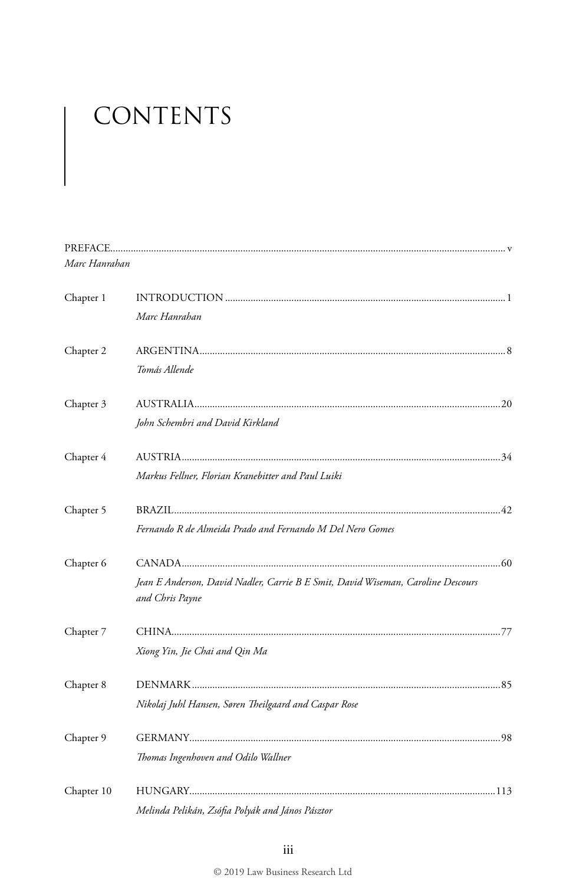# CONTENTS

PREFACE ........................................................................................................ v
*Marc Hanrahan*

Chapter 1 INTRODUCTION ........................................................................................ 1
*Marc Hanrahan*

Chapter 2 ARGENTINA ............................................................................................ 8
*Tomás Allende*

Chapter 3 AUSTRALIA ............................................................................................ 20
*John Schembri and David Kirkland*

Chapter 4 AUSTRIA ................................................................................................ 34
*Markus Fellner, Florian Kranebitter and Paul Luiki*

Chapter 5 BRAZIL .................................................................................................. 42
*Fernando R de Almeida Prado and Fernando M Del Nero Gomes*

Chapter 6 CANADA ................................................................................................ 60
*Jean E Anderson, David Nadler, Carrie B E Smit, David Wiseman, Caroline Descours and Chris Payne*

Chapter 7 CHINA .................................................................................................... 77
*Xiong Yin, Jie Chai and Qin Ma*

Chapter 8 DENMARK .............................................................................................. 85
*Nikolaj Juhl Hansen, Søren Theilgaard and Caspar Rose*

Chapter 9 GERMANY .............................................................................................. 98
*Thomas Ingenhoven and Odilo Wallner*

Chapter 10 HUNGARY ............................................................................................ 113
*Melinda Pelikán, Zsófia Polyák and János Pásztor*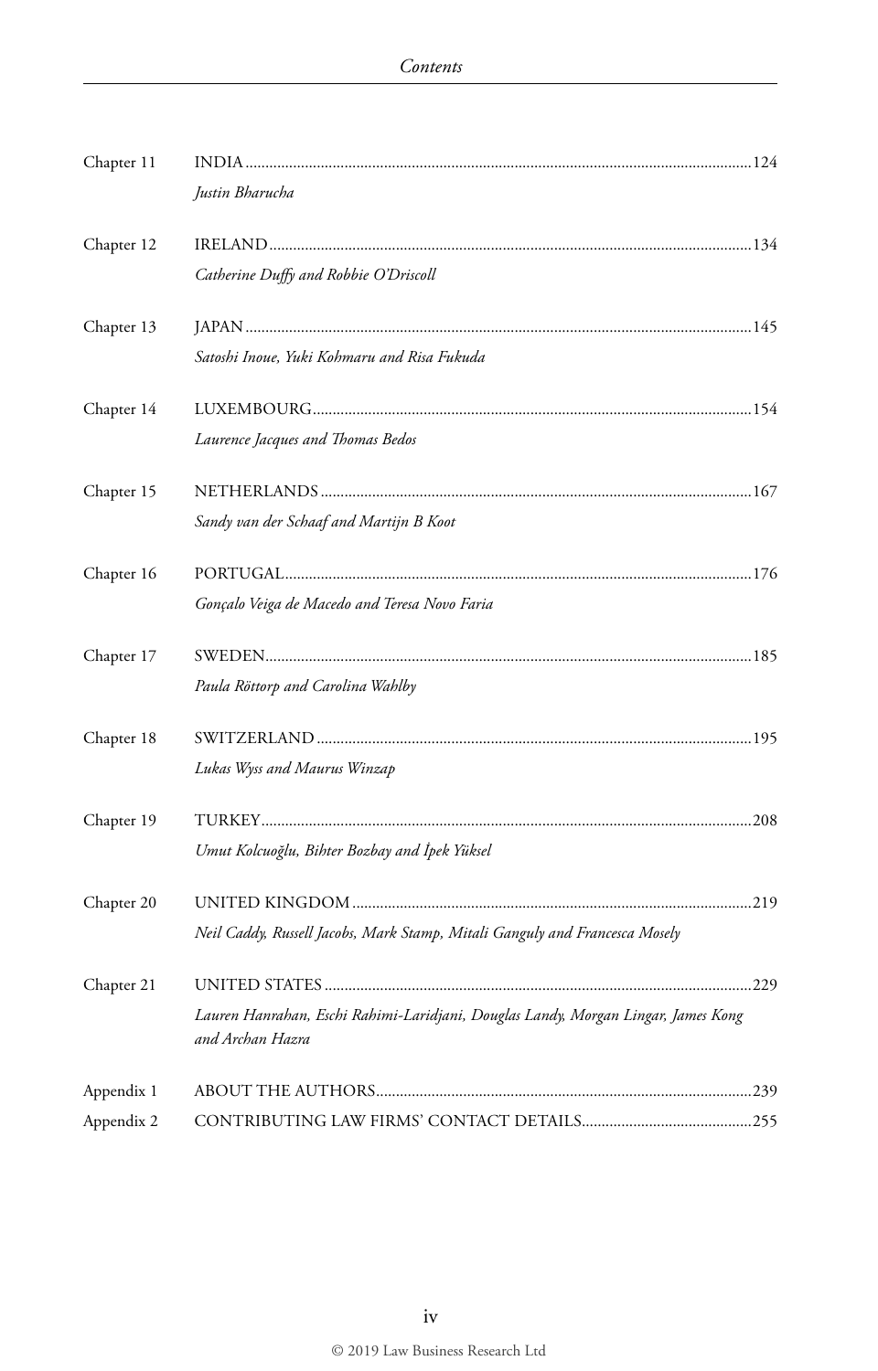Chapter 11 INDIA ....................124

*Justin Bharucha*

Chapter 12 IRELAND ....................134

*Catherine Duffy and Robbie O'Driscoll*

Chapter 13 JAPAN ....................145

*Satoshi Inoue, Yuki Kohmaru and Risa Fukuda*

Chapter 14 LUXEMBOURG ....................154

*Laurence Jacques and Thomas Bedos*

Chapter 15 NETHERLANDS ....................167

*Sandy van der Schaaf and Martijn B Koot*

Chapter 16 PORTUGAL ....................176

*Gonçalo Veiga de Macedo and Teresa Novo Faria*

Chapter 17 SWEDEN ....................185

*Paula Röttorp and Carolina Wahlby*

Chapter 18 SWITZERLAND ....................195

*Lukas Wyss and Maurus Winzap*

Chapter 19 TURKEY ....................208

*Umut Kolcuoğlu, Bihter Bozbay and İpek Yüksel*

Chapter 20 UNITED KINGDOM ....................219

*Neil Caddy, Russell Jacobs, Mark Stamp, Mitali Ganguly and Francesca Mosely*

Chapter 21 UNITED STATES ....................229

*Lauren Hanrahan, Eschi Rahimi-Laridjani, Douglas Landy, Morgan Lingar, James Kong and Archan Hazra*

Appendix 1 ABOUT THE AUTHORS ....................239

Appendix 2 CONTRIBUTING LAW FIRMS' CONTACT DETAILS ....................255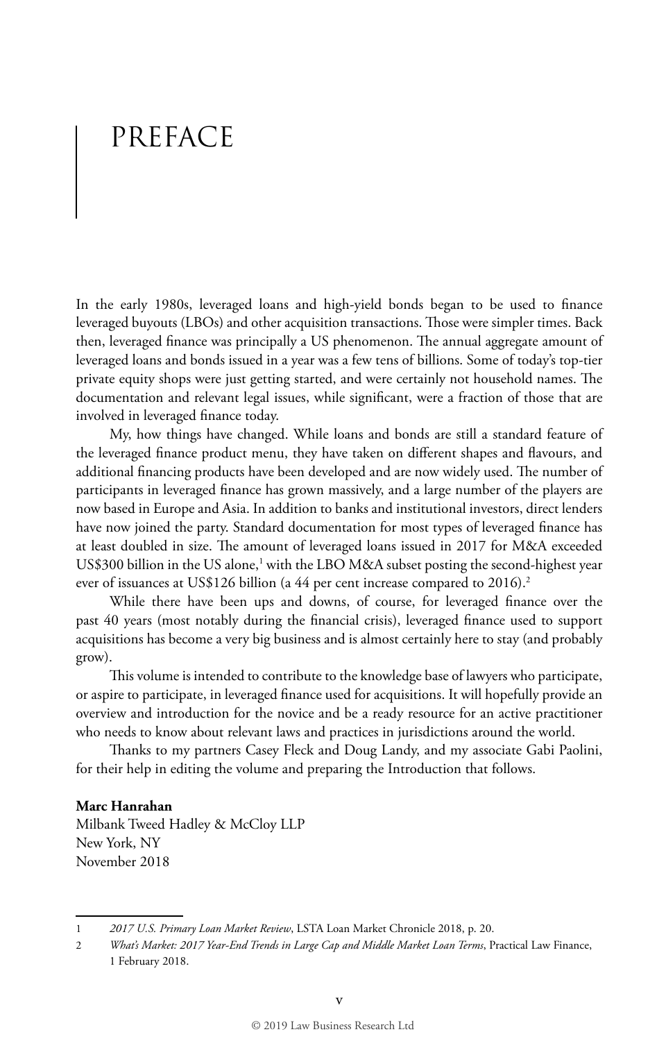# PREFACE

In the early 1980s, leveraged loans and high-yield bonds began to be used to finance leveraged buyouts (LBOs) and other acquisition transactions. Those were simpler times. Back then, leveraged finance was principally a US phenomenon. The annual aggregate amount of leveraged loans and bonds issued in a year was a few tens of billions. Some of today's top-tier private equity shops were just getting started, and were certainly not household names. The documentation and relevant legal issues, while significant, were a fraction of those that are involved in leveraged finance today.

My, how things have changed. While loans and bonds are still a standard feature of the leveraged finance product menu, they have taken on different shapes and flavours, and additional financing products have been developed and are now widely used. The number of participants in leveraged finance has grown massively, and a large number of the players are now based in Europe and Asia. In addition to banks and institutional investors, direct lenders have now joined the party. Standard documentation for most types of leveraged finance has at least doubled in size. The amount of leveraged loans issued in 2017 for M&A exceeded US$300 billion in the US alone,[1] with the LBO M&A subset posting the second-highest year ever of issuances at US$126 billion (a 44 per cent increase compared to 2016).[2]

While there have been ups and downs, of course, for leveraged finance over the past 40 years (most notably during the financial crisis), leveraged finance used to support acquisitions has become a very big business and is almost certainly here to stay (and probably grow).

This volume is intended to contribute to the knowledge base of lawyers who participate, or aspire to participate, in leveraged finance used for acquisitions. It will hopefully provide an overview and introduction for the novice and be a ready resource for an active practitioner who needs to know about relevant laws and practices in jurisdictions around the world.

Thanks to my partners Casey Fleck and Doug Landy, and my associate Gabi Paolini, for their help in editing the volume and preparing the Introduction that follows.

**Marc Hanrahan**
Milbank Tweed Hadley & McCloy LLP
New York, NY
November 2018

---

1 *2017 U.S. Primary Loan Market Review*, LSTA Loan Market Chronicle 2018, p. 20.

2 *What's Market: 2017 Year-End Trends in Large Cap and Middle Market Loan Terms*, Practical Law Finance, 1 February 2018.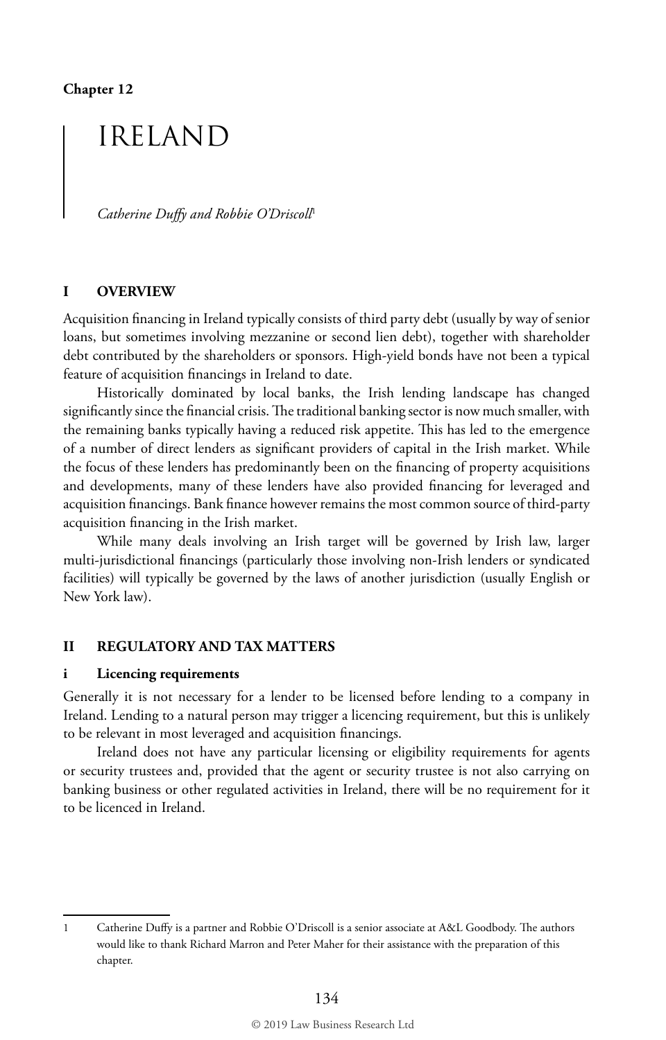Chapter 12

# IRELAND

*Catherine Duffy and Robbie O'Driscoll*[1]

## I OVERVIEW

Acquisition financing in Ireland typically consists of third party debt (usually by way of senior loans, but sometimes involving mezzanine or second lien debt), together with shareholder debt contributed by the shareholders or sponsors. High-yield bonds have not been a typical feature of acquisition financings in Ireland to date.

Historically dominated by local banks, the Irish lending landscape has changed significantly since the financial crisis. The traditional banking sector is now much smaller, with the remaining banks typically having a reduced risk appetite. This has led to the emergence of a number of direct lenders as significant providers of capital in the Irish market. While the focus of these lenders has predominantly been on the financing of property acquisitions and developments, many of these lenders have also provided financing for leveraged and acquisition financings. Bank finance however remains the most common source of third-party acquisition financing in the Irish market.

While many deals involving an Irish target will be governed by Irish law, larger multi-jurisdictional financings (particularly those involving non-Irish lenders or syndicated facilities) will typically be governed by the laws of another jurisdiction (usually English or New York law).

## II REGULATORY AND TAX MATTERS

### i Licencing requirements

Generally it is not necessary for a lender to be licensed before lending to a company in Ireland. Lending to a natural person may trigger a licencing requirement, but this is unlikely to be relevant in most leveraged and acquisition financings.

Ireland does not have any particular licensing or eligibility requirements for agents or security trustees and, provided that the agent or security trustee is not also carrying on banking business or other regulated activities in Ireland, there will be no requirement for it to be licenced in Ireland.

---

1 Catherine Duffy is a partner and Robbie O'Driscoll is a senior associate at A&L Goodbody. The authors would like to thank Richard Marron and Peter Maher for their assistance with the preparation of this chapter.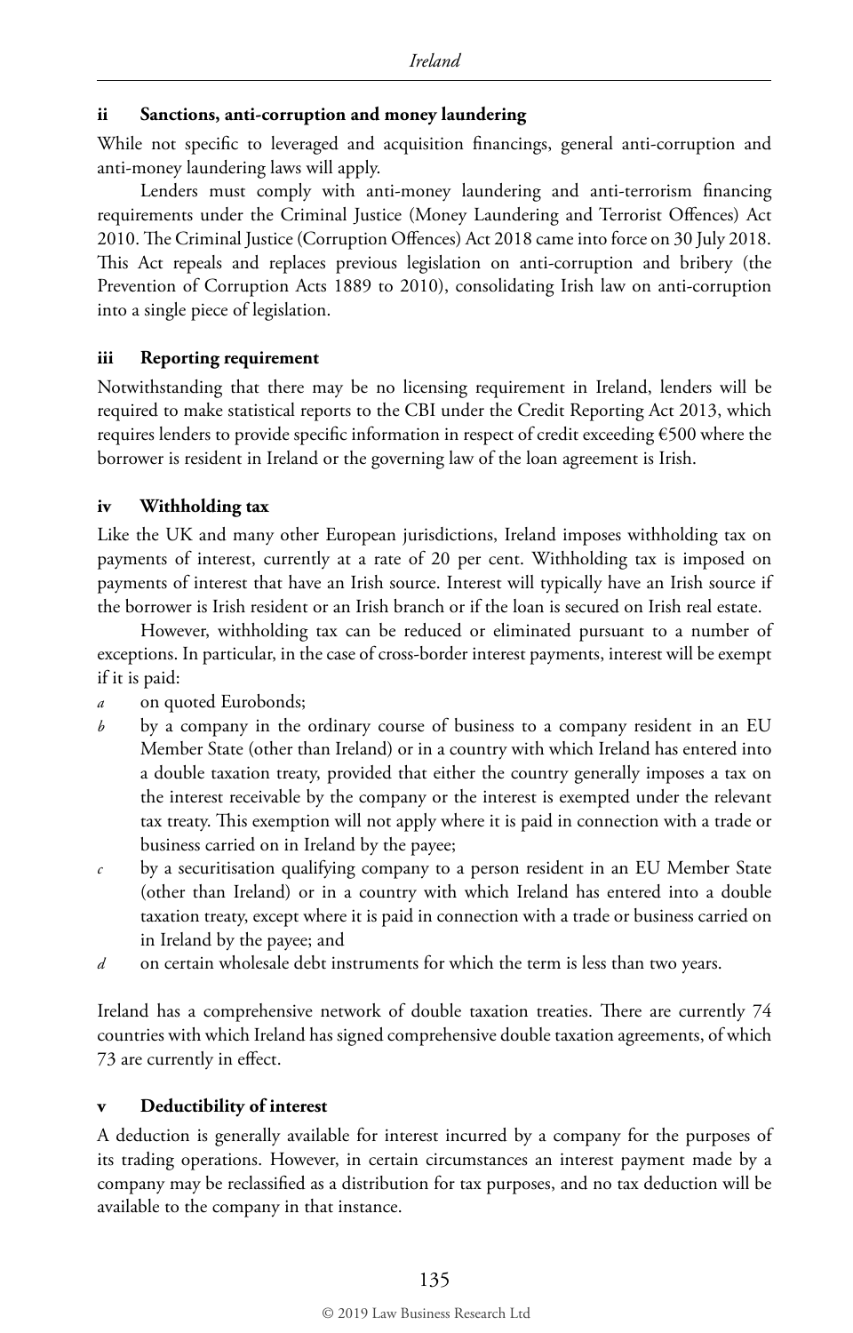### ii Sanctions, anti-corruption and money laundering

While not specific to leveraged and acquisition financings, general anti-corruption and anti-money laundering laws will apply.

Lenders must comply with anti-money laundering and anti-terrorism financing requirements under the Criminal Justice (Money Laundering and Terrorist Offences) Act 2010. The Criminal Justice (Corruption Offences) Act 2018 came into force on 30 July 2018. This Act repeals and replaces previous legislation on anti-corruption and bribery (the Prevention of Corruption Acts 1889 to 2010), consolidating Irish law on anti-corruption into a single piece of legislation.

### iii Reporting requirement

Notwithstanding that there may be no licensing requirement in Ireland, lenders will be required to make statistical reports to the CBI under the Credit Reporting Act 2013, which requires lenders to provide specific information in respect of credit exceeding €500 where the borrower is resident in Ireland or the governing law of the loan agreement is Irish.

### iv Withholding tax

Like the UK and many other European jurisdictions, Ireland imposes withholding tax on payments of interest, currently at a rate of 20 per cent. Withholding tax is imposed on payments of interest that have an Irish source. Interest will typically have an Irish source if the borrower is Irish resident or an Irish branch or if the loan is secured on Irish real estate.

However, withholding tax can be reduced or eliminated pursuant to a number of exceptions. In particular, in the case of cross-border interest payments, interest will be exempt if it is paid:

*a* on quoted Eurobonds;

*b* by a company in the ordinary course of business to a company resident in an EU Member State (other than Ireland) or in a country with which Ireland has entered into a double taxation treaty, provided that either the country generally imposes a tax on the interest receivable by the company or the interest is exempted under the relevant tax treaty. This exemption will not apply where it is paid in connection with a trade or business carried on in Ireland by the payee;

*c* by a securitisation qualifying company to a person resident in an EU Member State (other than Ireland) or in a country with which Ireland has entered into a double taxation treaty, except where it is paid in connection with a trade or business carried on in Ireland by the payee; and

*d* on certain wholesale debt instruments for which the term is less than two years.

Ireland has a comprehensive network of double taxation treaties. There are currently 74 countries with which Ireland has signed comprehensive double taxation agreements, of which 73 are currently in effect.

### v Deductibility of interest

A deduction is generally available for interest incurred by a company for the purposes of its trading operations. However, in certain circumstances an interest payment made by a company may be reclassified as a distribution for tax purposes, and no tax deduction will be available to the company in that instance.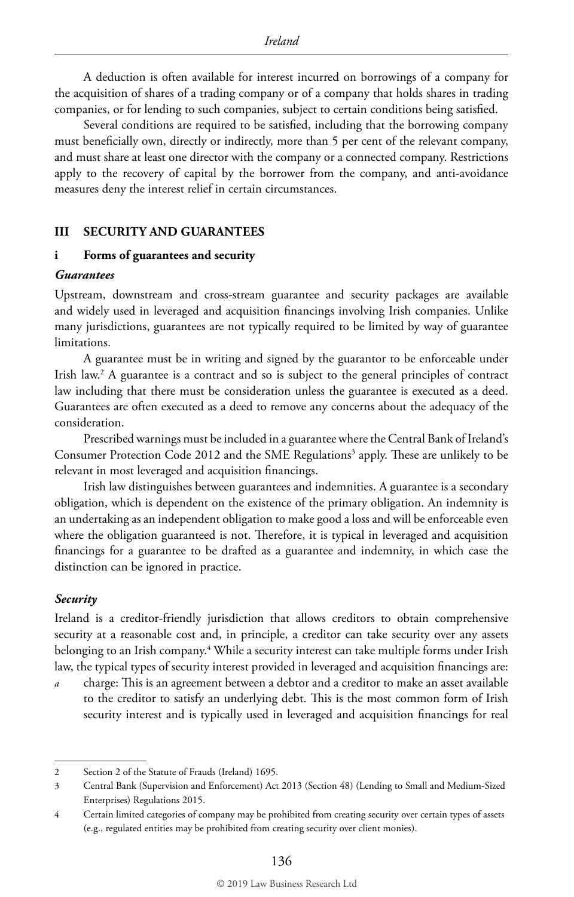A deduction is often available for interest incurred on borrowings of a company for the acquisition of shares of a trading company or of a company that holds shares in trading companies, or for lending to such companies, subject to certain conditions being satisfied.

Several conditions are required to be satisfied, including that the borrowing company must beneficially own, directly or indirectly, more than 5 per cent of the relevant company, and must share at least one director with the company or a connected company. Restrictions apply to the recovery of capital by the borrower from the company, and anti-avoidance measures deny the interest relief in certain circumstances.

## III SECURITY AND GUARANTEES

### i Forms of guarantees and security

#### *Guarantees*

Upstream, downstream and cross-stream guarantee and security packages are available and widely used in leveraged and acquisition financings involving Irish companies. Unlike many jurisdictions, guarantees are not typically required to be limited by way of guarantee limitations.

A guarantee must be in writing and signed by the guarantor to be enforceable under Irish law.[2] A guarantee is a contract and so is subject to the general principles of contract law including that there must be consideration unless the guarantee is executed as a deed. Guarantees are often executed as a deed to remove any concerns about the adequacy of the consideration.

Prescribed warnings must be included in a guarantee where the Central Bank of Ireland's Consumer Protection Code 2012 and the SME Regulations[3] apply. These are unlikely to be relevant in most leveraged and acquisition financings.

Irish law distinguishes between guarantees and indemnities. A guarantee is a secondary obligation, which is dependent on the existence of the primary obligation. An indemnity is an undertaking as an independent obligation to make good a loss and will be enforceable even where the obligation guaranteed is not. Therefore, it is typical in leveraged and acquisition financings for a guarantee to be drafted as a guarantee and indemnity, in which case the distinction can be ignored in practice.

#### *Security*

Ireland is a creditor-friendly jurisdiction that allows creditors to obtain comprehensive security at a reasonable cost and, in principle, a creditor can take security over any assets belonging to an Irish company.[4] While a security interest can take multiple forms under Irish law, the typical types of security interest provided in leveraged and acquisition financings are:

*a* charge: This is an agreement between a debtor and a creditor to make an asset available to the creditor to satisfy an underlying debt. This is the most common form of Irish security interest and is typically used in leveraged and acquisition financings for real

---

2 Section 2 of the Statute of Frauds (Ireland) 1695.

3 Central Bank (Supervision and Enforcement) Act 2013 (Section 48) (Lending to Small and Medium-Sized Enterprises) Regulations 2015.

4 Certain limited categories of company may be prohibited from creating security over certain types of assets (e.g., regulated entities may be prohibited from creating security over client monies).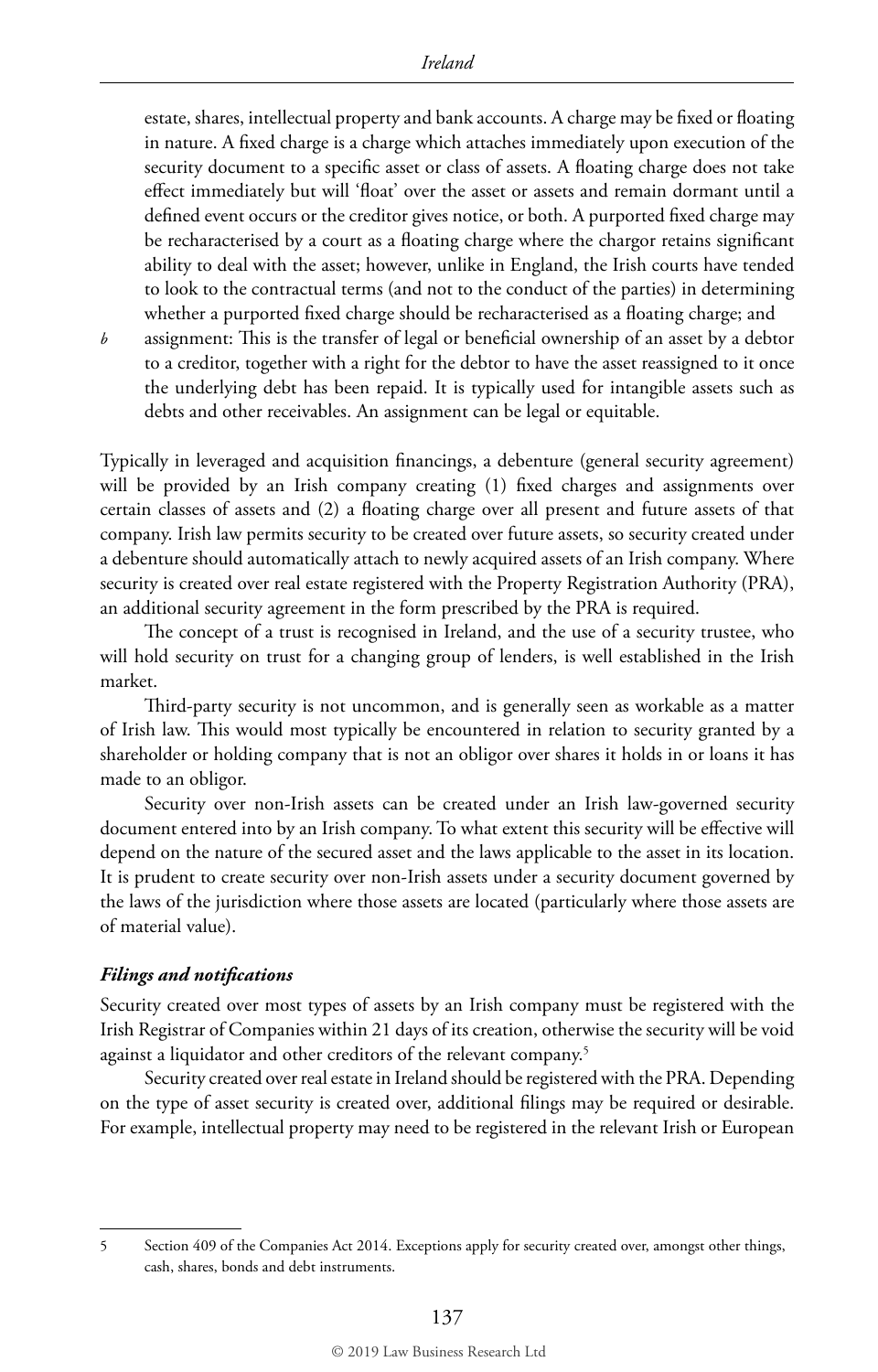estate, shares, intellectual property and bank accounts. A charge may be fixed or floating in nature. A fixed charge is a charge which attaches immediately upon execution of the security document to a specific asset or class of assets. A floating charge does not take effect immediately but will 'float' over the asset or assets and remain dormant until a defined event occurs or the creditor gives notice, or both. A purported fixed charge may be recharacterised by a court as a floating charge where the chargor retains significant ability to deal with the asset; however, unlike in England, the Irish courts have tended to look to the contractual terms (and not to the conduct of the parties) in determining whether a purported fixed charge should be recharacterised as a floating charge; and

*b* assignment: This is the transfer of legal or beneficial ownership of an asset by a debtor to a creditor, together with a right for the debtor to have the asset reassigned to it once the underlying debt has been repaid. It is typically used for intangible assets such as debts and other receivables. An assignment can be legal or equitable.

Typically in leveraged and acquisition financings, a debenture (general security agreement) will be provided by an Irish company creating (1) fixed charges and assignments over certain classes of assets and (2) a floating charge over all present and future assets of that company. Irish law permits security to be created over future assets, so security created under a debenture should automatically attach to newly acquired assets of an Irish company. Where security is created over real estate registered with the Property Registration Authority (PRA), an additional security agreement in the form prescribed by the PRA is required.

The concept of a trust is recognised in Ireland, and the use of a security trustee, who will hold security on trust for a changing group of lenders, is well established in the Irish market.

Third-party security is not uncommon, and is generally seen as workable as a matter of Irish law. This would most typically be encountered in relation to security granted by a shareholder or holding company that is not an obligor over shares it holds in or loans it has made to an obligor.

Security over non-Irish assets can be created under an Irish law-governed security document entered into by an Irish company. To what extent this security will be effective will depend on the nature of the secured asset and the laws applicable to the asset in its location. It is prudent to create security over non-Irish assets under a security document governed by the laws of the jurisdiction where those assets are located (particularly where those assets are of material value).

### *Filings and notifications*

Security created over most types of assets by an Irish company must be registered with the Irish Registrar of Companies within 21 days of its creation, otherwise the security will be void against a liquidator and other creditors of the relevant company.[5]

Security created over real estate in Ireland should be registered with the PRA. Depending on the type of asset security is created over, additional filings may be required or desirable. For example, intellectual property may need to be registered in the relevant Irish or European

---

5 Section 409 of the Companies Act 2014. Exceptions apply for security created over, amongst other things, cash, shares, bonds and debt instruments.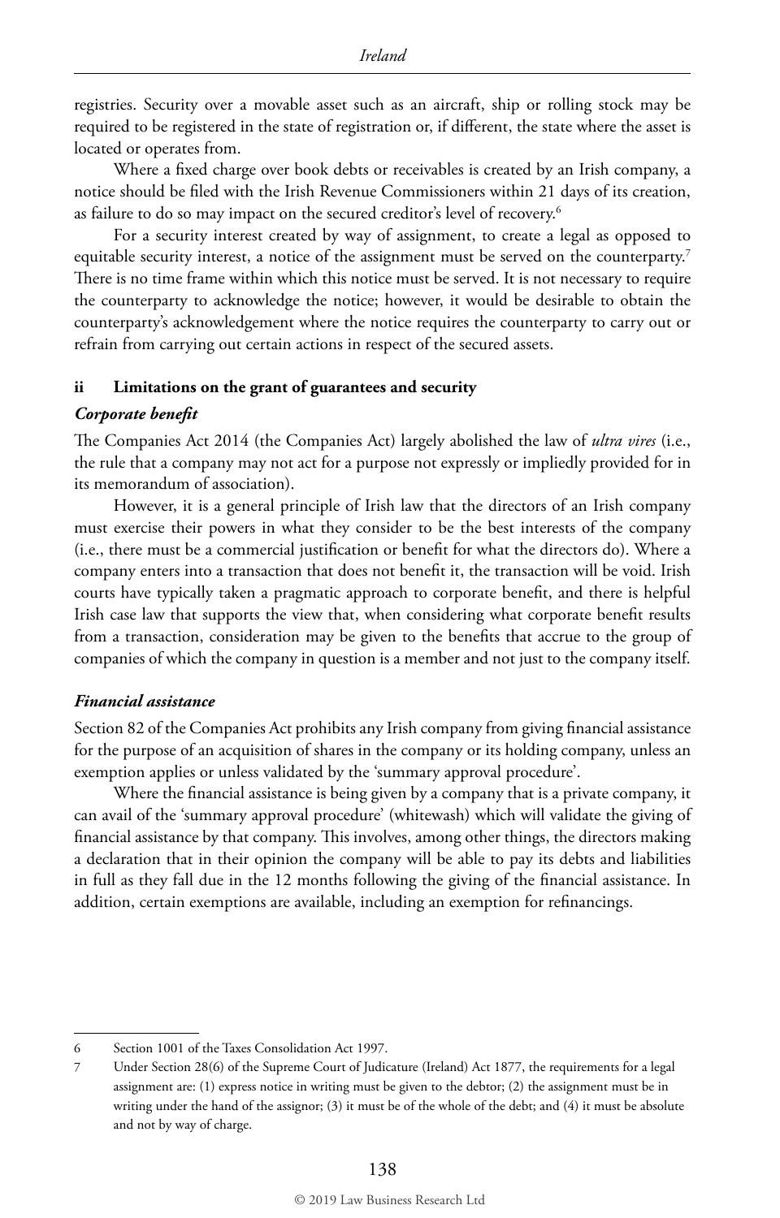registries. Security over a movable asset such as an aircraft, ship or rolling stock may be required to be registered in the state of registration or, if different, the state where the asset is located or operates from.

Where a fixed charge over book debts or receivables is created by an Irish company, a notice should be filed with the Irish Revenue Commissioners within 21 days of its creation, as failure to do so may impact on the secured creditor's level of recovery.[6]

For a security interest created by way of assignment, to create a legal as opposed to equitable security interest, a notice of the assignment must be served on the counterparty.[7] There is no time frame within which this notice must be served. It is not necessary to require the counterparty to acknowledge the notice; however, it would be desirable to obtain the counterparty's acknowledgement where the notice requires the counterparty to carry out or refrain from carrying out certain actions in respect of the secured assets.

### ii Limitations on the grant of guarantees and security

#### *Corporate benefit*

The Companies Act 2014 (the Companies Act) largely abolished the law of *ultra vires* (i.e., the rule that a company may not act for a purpose not expressly or impliedly provided for in its memorandum of association).

However, it is a general principle of Irish law that the directors of an Irish company must exercise their powers in what they consider to be the best interests of the company (i.e., there must be a commercial justification or benefit for what the directors do). Where a company enters into a transaction that does not benefit it, the transaction will be void. Irish courts have typically taken a pragmatic approach to corporate benefit, and there is helpful Irish case law that supports the view that, when considering what corporate benefit results from a transaction, consideration may be given to the benefits that accrue to the group of companies of which the company in question is a member and not just to the company itself.

#### *Financial assistance*

Section 82 of the Companies Act prohibits any Irish company from giving financial assistance for the purpose of an acquisition of shares in the company or its holding company, unless an exemption applies or unless validated by the 'summary approval procedure'.

Where the financial assistance is being given by a company that is a private company, it can avail of the 'summary approval procedure' (whitewash) which will validate the giving of financial assistance by that company. This involves, among other things, the directors making a declaration that in their opinion the company will be able to pay its debts and liabilities in full as they fall due in the 12 months following the giving of the financial assistance. In addition, certain exemptions are available, including an exemption for refinancings.

---

6 Section 1001 of the Taxes Consolidation Act 1997.

7 Under Section 28(6) of the Supreme Court of Judicature (Ireland) Act 1877, the requirements for a legal assignment are: (1) express notice in writing must be given to the debtor; (2) the assignment must be in writing under the hand of the assignor; (3) it must be of the whole of the debt; and (4) it must be absolute and not by way of charge.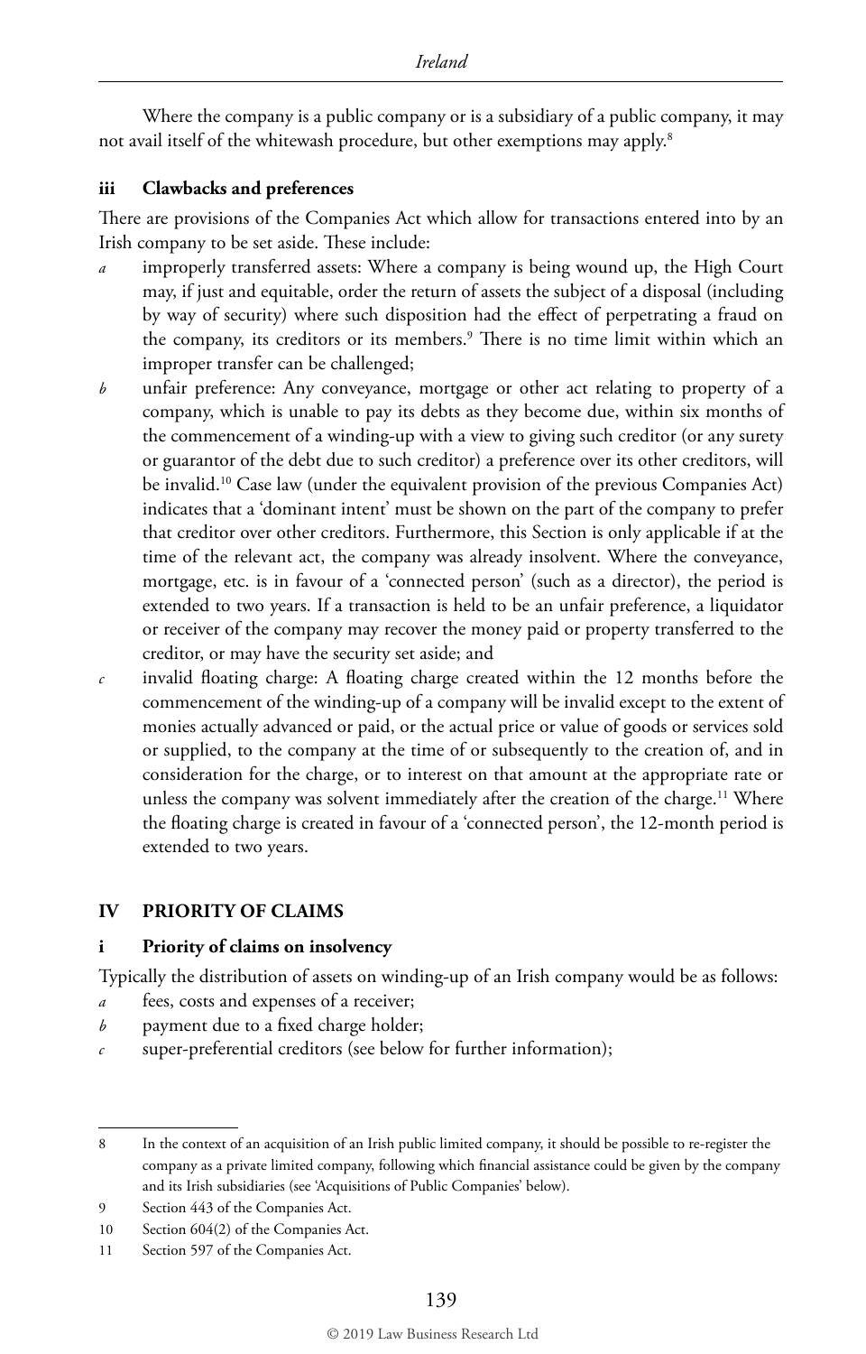Where the company is a public company or is a subsidiary of a public company, it may not avail itself of the whitewash procedure, but other exemptions may apply.[8]

### iii Clawbacks and preferences

There are provisions of the Companies Act which allow for transactions entered into by an Irish company to be set aside. These include:

*a* improperly transferred assets: Where a company is being wound up, the High Court may, if just and equitable, order the return of assets the subject of a disposal (including by way of security) where such disposition had the effect of perpetrating a fraud on the company, its creditors or its members.[9] There is no time limit within which an improper transfer can be challenged;

*b* unfair preference: Any conveyance, mortgage or other act relating to property of a company, which is unable to pay its debts as they become due, within six months of the commencement of a winding-up with a view to giving such creditor (or any surety or guarantor of the debt due to such creditor) a preference over its other creditors, will be invalid.[10] Case law (under the equivalent provision of the previous Companies Act) indicates that a 'dominant intent' must be shown on the part of the company to prefer that creditor over other creditors. Furthermore, this Section is only applicable if at the time of the relevant act, the company was already insolvent. Where the conveyance, mortgage, etc. is in favour of a 'connected person' (such as a director), the period is extended to two years. If a transaction is held to be an unfair preference, a liquidator or receiver of the company may recover the money paid or property transferred to the creditor, or may have the security set aside; and

*c* invalid floating charge: A floating charge created within the 12 months before the commencement of the winding-up of a company will be invalid except to the extent of monies actually advanced or paid, or the actual price or value of goods or services sold or supplied, to the company at the time of or subsequently to the creation of, and in consideration for the charge, or to interest on that amount at the appropriate rate or unless the company was solvent immediately after the creation of the charge.[11] Where the floating charge is created in favour of a 'connected person', the 12-month period is extended to two years.

## IV PRIORITY OF CLAIMS

### i Priority of claims on insolvency

Typically the distribution of assets on winding-up of an Irish company would be as follows:

*a* fees, costs and expenses of a receiver;

*b* payment due to a fixed charge holder;

*c* super-preferential creditors (see below for further information);

---

8 In the context of an acquisition of an Irish public limited company, it should be possible to re-register the company as a private limited company, following which financial assistance could be given by the company and its Irish subsidiaries (see 'Acquisitions of Public Companies' below).

9 Section 443 of the Companies Act.

10 Section 604(2) of the Companies Act.

11 Section 597 of the Companies Act.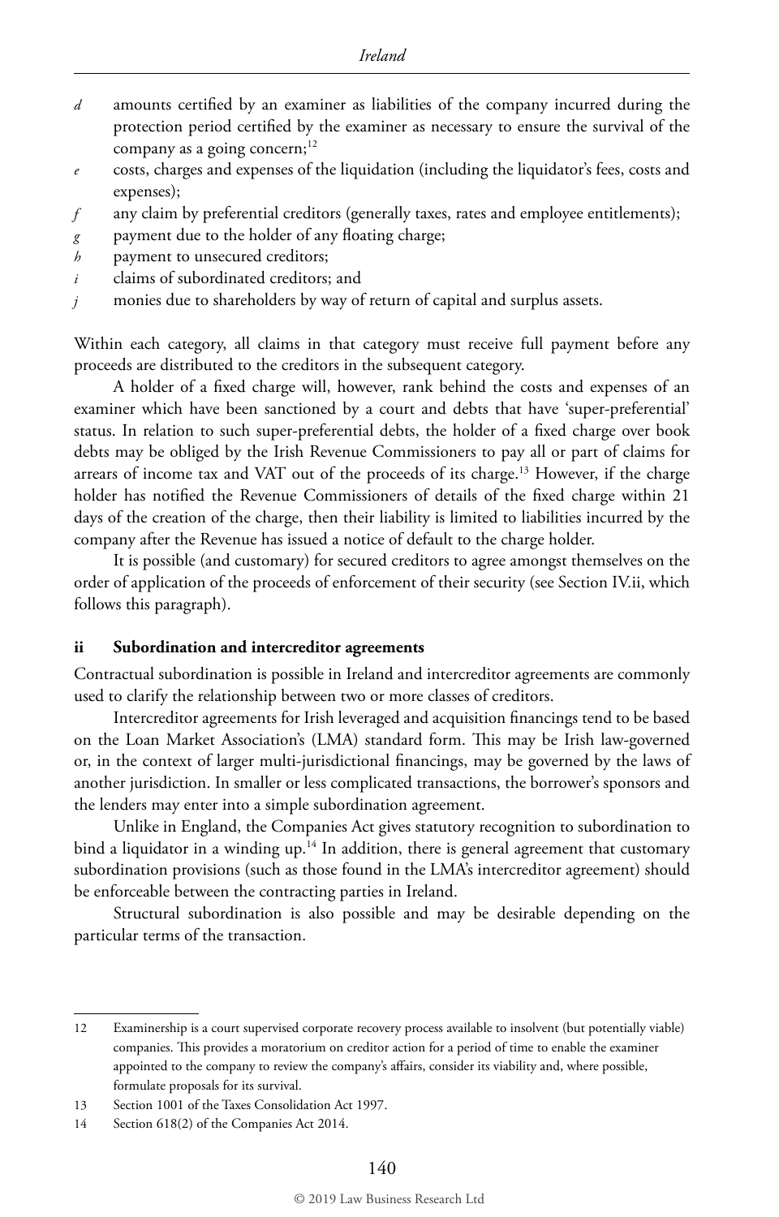- *d* amounts certified by an examiner as liabilities of the company incurred during the protection period certified by the examiner as necessary to ensure the survival of the company as a going concern;[12]
- *e* costs, charges and expenses of the liquidation (including the liquidator's fees, costs and expenses);
- *f* any claim by preferential creditors (generally taxes, rates and employee entitlements);
- *g* payment due to the holder of any floating charge;
- *h* payment to unsecured creditors;
- *i* claims of subordinated creditors; and
- *j* monies due to shareholders by way of return of capital and surplus assets.

Within each category, all claims in that category must receive full payment before any proceeds are distributed to the creditors in the subsequent category.

A holder of a fixed charge will, however, rank behind the costs and expenses of an examiner which have been sanctioned by a court and debts that have 'super-preferential' status. In relation to such super-preferential debts, the holder of a fixed charge over book debts may be obliged by the Irish Revenue Commissioners to pay all or part of claims for arrears of income tax and VAT out of the proceeds of its charge.[13] However, if the charge holder has notified the Revenue Commissioners of details of the fixed charge within 21 days of the creation of the charge, then their liability is limited to liabilities incurred by the company after the Revenue has issued a notice of default to the charge holder.

It is possible (and customary) for secured creditors to agree amongst themselves on the order of application of the proceeds of enforcement of their security (see Section IV.ii, which follows this paragraph).

### ii Subordination and intercreditor agreements

Contractual subordination is possible in Ireland and intercreditor agreements are commonly used to clarify the relationship between two or more classes of creditors.

Intercreditor agreements for Irish leveraged and acquisition financings tend to be based on the Loan Market Association's (LMA) standard form. This may be Irish law-governed or, in the context of larger multi-jurisdictional financings, may be governed by the laws of another jurisdiction. In smaller or less complicated transactions, the borrower's sponsors and the lenders may enter into a simple subordination agreement.

Unlike in England, the Companies Act gives statutory recognition to subordination to bind a liquidator in a winding up.[14] In addition, there is general agreement that customary subordination provisions (such as those found in the LMA's intercreditor agreement) should be enforceable between the contracting parties in Ireland.

Structural subordination is also possible and may be desirable depending on the particular terms of the transaction.

---

12 Examinership is a court supervised corporate recovery process available to insolvent (but potentially viable) companies. This provides a moratorium on creditor action for a period of time to enable the examiner appointed to the company to review the company's affairs, consider its viability and, where possible, formulate proposals for its survival.

13 Section 1001 of the Taxes Consolidation Act 1997.

14 Section 618(2) of the Companies Act 2014.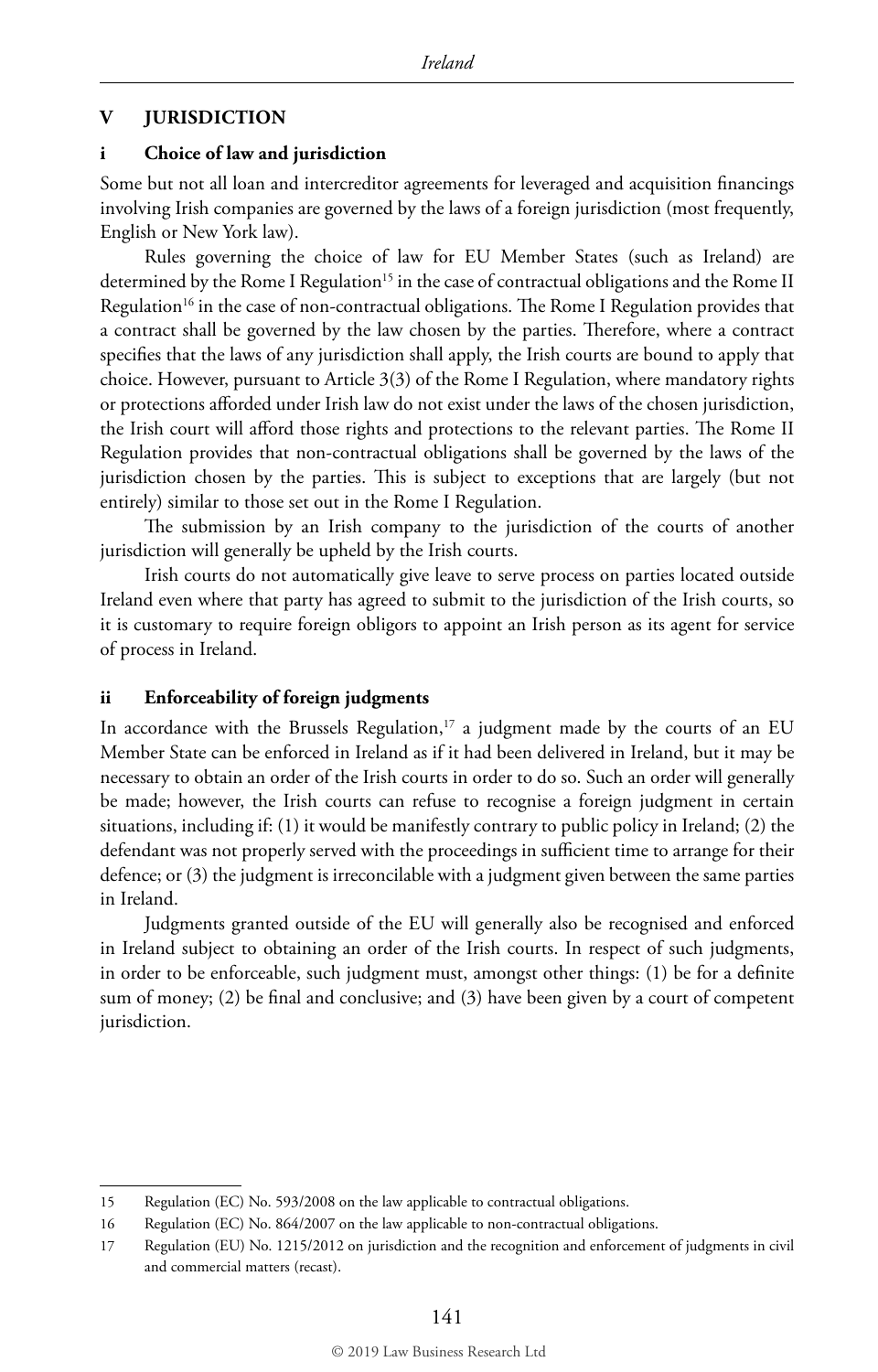## V JURISDICTION

### i Choice of law and jurisdiction

Some but not all loan and intercreditor agreements for leveraged and acquisition financings involving Irish companies are governed by the laws of a foreign jurisdiction (most frequently, English or New York law).

Rules governing the choice of law for EU Member States (such as Ireland) are determined by the Rome I Regulation[15] in the case of contractual obligations and the Rome II Regulation[16] in the case of non-contractual obligations. The Rome I Regulation provides that a contract shall be governed by the law chosen by the parties. Therefore, where a contract specifies that the laws of any jurisdiction shall apply, the Irish courts are bound to apply that choice. However, pursuant to Article 3(3) of the Rome I Regulation, where mandatory rights or protections afforded under Irish law do not exist under the laws of the chosen jurisdiction, the Irish court will afford those rights and protections to the relevant parties. The Rome II Regulation provides that non-contractual obligations shall be governed by the laws of the jurisdiction chosen by the parties. This is subject to exceptions that are largely (but not entirely) similar to those set out in the Rome I Regulation.

The submission by an Irish company to the jurisdiction of the courts of another jurisdiction will generally be upheld by the Irish courts.

Irish courts do not automatically give leave to serve process on parties located outside Ireland even where that party has agreed to submit to the jurisdiction of the Irish courts, so it is customary to require foreign obligors to appoint an Irish person as its agent for service of process in Ireland.

### ii Enforceability of foreign judgments

In accordance with the Brussels Regulation,[17] a judgment made by the courts of an EU Member State can be enforced in Ireland as if it had been delivered in Ireland, but it may be necessary to obtain an order of the Irish courts in order to do so. Such an order will generally be made; however, the Irish courts can refuse to recognise a foreign judgment in certain situations, including if: (1) it would be manifestly contrary to public policy in Ireland; (2) the defendant was not properly served with the proceedings in sufficient time to arrange for their defence; or (3) the judgment is irreconcilable with a judgment given between the same parties in Ireland.

Judgments granted outside of the EU will generally also be recognised and enforced in Ireland subject to obtaining an order of the Irish courts. In respect of such judgments, in order to be enforceable, such judgment must, amongst other things: (1) be for a definite sum of money; (2) be final and conclusive; and (3) have been given by a court of competent jurisdiction.

---

15 Regulation (EC) No. 593/2008 on the law applicable to contractual obligations.

16 Regulation (EC) No. 864/2007 on the law applicable to non-contractual obligations.

17 Regulation (EU) No. 1215/2012 on jurisdiction and the recognition and enforcement of judgments in civil and commercial matters (recast).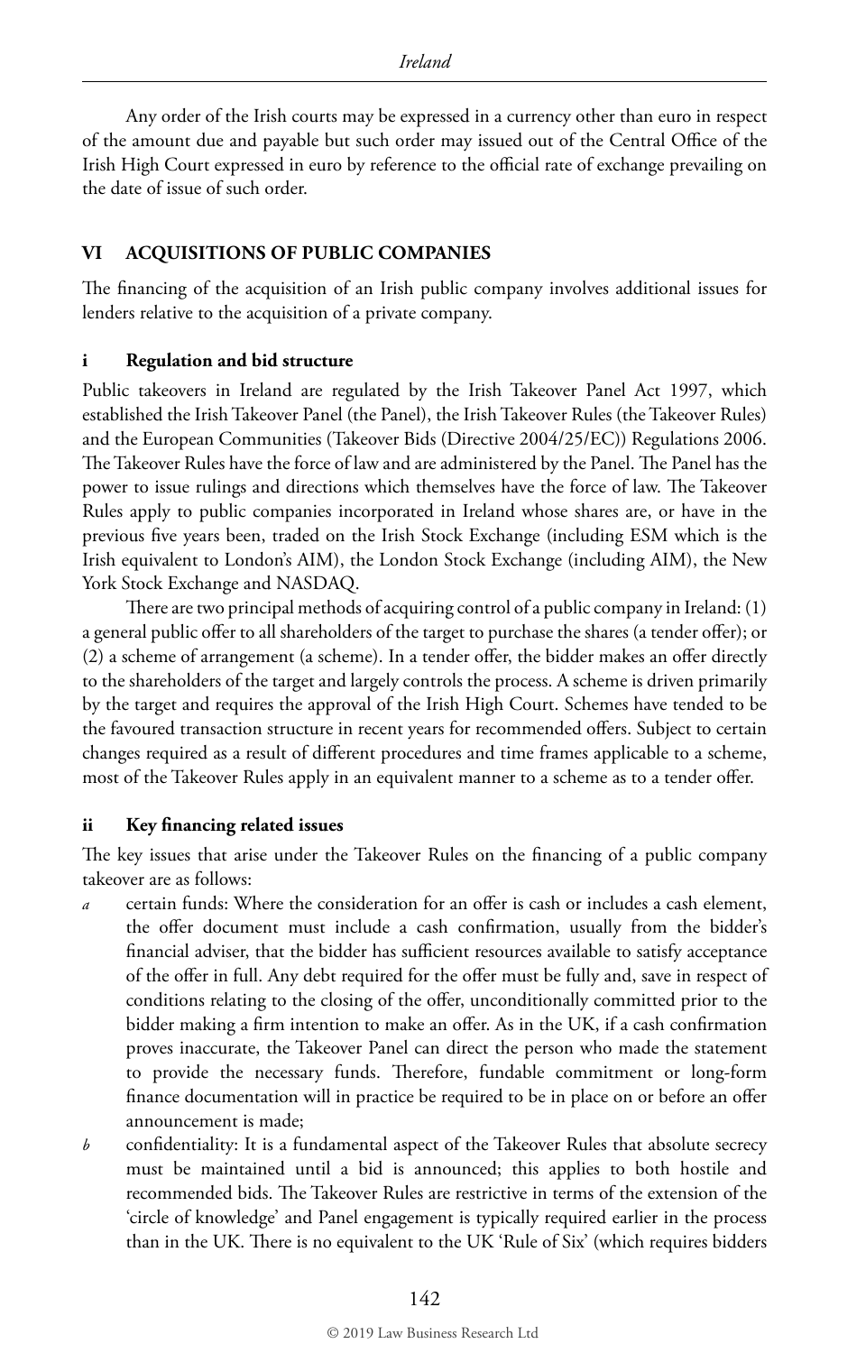Any order of the Irish courts may be expressed in a currency other than euro in respect of the amount due and payable but such order may issued out of the Central Office of the Irish High Court expressed in euro by reference to the official rate of exchange prevailing on the date of issue of such order.

## VI ACQUISITIONS OF PUBLIC COMPANIES

The financing of the acquisition of an Irish public company involves additional issues for lenders relative to the acquisition of a private company.

### i Regulation and bid structure

Public takeovers in Ireland are regulated by the Irish Takeover Panel Act 1997, which established the Irish Takeover Panel (the Panel), the Irish Takeover Rules (the Takeover Rules) and the European Communities (Takeover Bids (Directive 2004/25/EC)) Regulations 2006. The Takeover Rules have the force of law and are administered by the Panel. The Panel has the power to issue rulings and directions which themselves have the force of law. The Takeover Rules apply to public companies incorporated in Ireland whose shares are, or have in the previous five years been, traded on the Irish Stock Exchange (including ESM which is the Irish equivalent to London's AIM), the London Stock Exchange (including AIM), the New York Stock Exchange and NASDAQ.

There are two principal methods of acquiring control of a public company in Ireland: (1) a general public offer to all shareholders of the target to purchase the shares (a tender offer); or (2) a scheme of arrangement (a scheme). In a tender offer, the bidder makes an offer directly to the shareholders of the target and largely controls the process. A scheme is driven primarily by the target and requires the approval of the Irish High Court. Schemes have tended to be the favoured transaction structure in recent years for recommended offers. Subject to certain changes required as a result of different procedures and time frames applicable to a scheme, most of the Takeover Rules apply in an equivalent manner to a scheme as to a tender offer.

### ii Key financing related issues

The key issues that arise under the Takeover Rules on the financing of a public company takeover are as follows:

*a* certain funds: Where the consideration for an offer is cash or includes a cash element, the offer document must include a cash confirmation, usually from the bidder's financial adviser, that the bidder has sufficient resources available to satisfy acceptance of the offer in full. Any debt required for the offer must be fully and, save in respect of conditions relating to the closing of the offer, unconditionally committed prior to the bidder making a firm intention to make an offer. As in the UK, if a cash confirmation proves inaccurate, the Takeover Panel can direct the person who made the statement to provide the necessary funds. Therefore, fundable commitment or long-form finance documentation will in practice be required to be in place on or before an offer announcement is made;

*b* confidentiality: It is a fundamental aspect of the Takeover Rules that absolute secrecy must be maintained until a bid is announced; this applies to both hostile and recommended bids. The Takeover Rules are restrictive in terms of the extension of the 'circle of knowledge' and Panel engagement is typically required earlier in the process than in the UK. There is no equivalent to the UK 'Rule of Six' (which requires bidders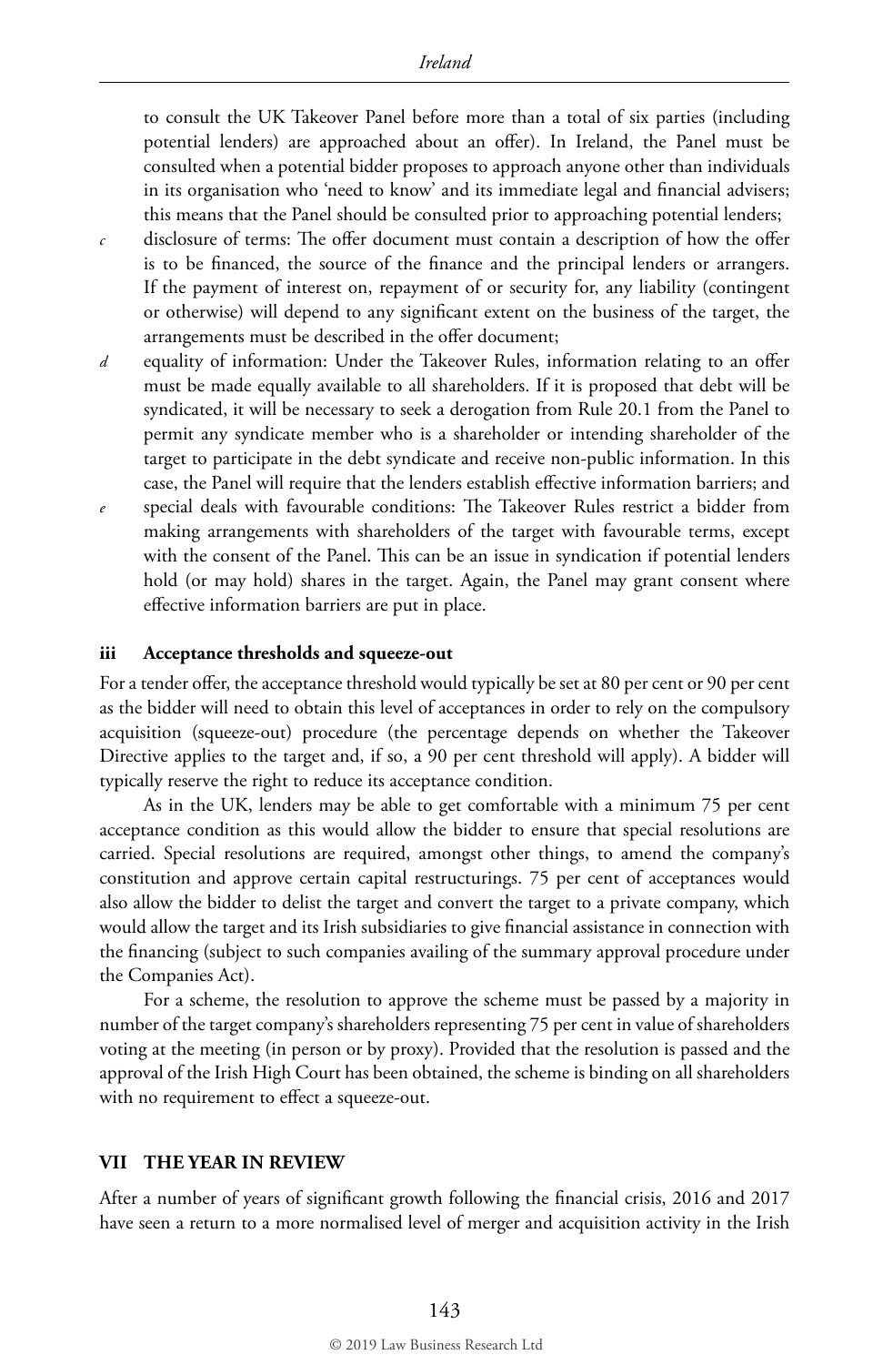to consult the UK Takeover Panel before more than a total of six parties (including potential lenders) are approached about an offer). In Ireland, the Panel must be consulted when a potential bidder proposes to approach anyone other than individuals in its organisation who 'need to know' and its immediate legal and financial advisers; this means that the Panel should be consulted prior to approaching potential lenders;

*c* disclosure of terms: The offer document must contain a description of how the offer is to be financed, the source of the finance and the principal lenders or arrangers. If the payment of interest on, repayment of or security for, any liability (contingent or otherwise) will depend to any significant extent on the business of the target, the arrangements must be described in the offer document;

*d* equality of information: Under the Takeover Rules, information relating to an offer must be made equally available to all shareholders. If it is proposed that debt will be syndicated, it will be necessary to seek a derogation from Rule 20.1 from the Panel to permit any syndicate member who is a shareholder or intending shareholder of the target to participate in the debt syndicate and receive non-public information. In this case, the Panel will require that the lenders establish effective information barriers; and

*e* special deals with favourable conditions: The Takeover Rules restrict a bidder from making arrangements with shareholders of the target with favourable terms, except with the consent of the Panel. This can be an issue in syndication if potential lenders hold (or may hold) shares in the target. Again, the Panel may grant consent where effective information barriers are put in place.

### iii Acceptance thresholds and squeeze-out

For a tender offer, the acceptance threshold would typically be set at 80 per cent or 90 per cent as the bidder will need to obtain this level of acceptances in order to rely on the compulsory acquisition (squeeze-out) procedure (the percentage depends on whether the Takeover Directive applies to the target and, if so, a 90 per cent threshold will apply). A bidder will typically reserve the right to reduce its acceptance condition.

As in the UK, lenders may be able to get comfortable with a minimum 75 per cent acceptance condition as this would allow the bidder to ensure that special resolutions are carried. Special resolutions are required, amongst other things, to amend the company's constitution and approve certain capital restructurings. 75 per cent of acceptances would also allow the bidder to delist the target and convert the target to a private company, which would allow the target and its Irish subsidiaries to give financial assistance in connection with the financing (subject to such companies availing of the summary approval procedure under the Companies Act).

For a scheme, the resolution to approve the scheme must be passed by a majority in number of the target company's shareholders representing 75 per cent in value of shareholders voting at the meeting (in person or by proxy). Provided that the resolution is passed and the approval of the Irish High Court has been obtained, the scheme is binding on all shareholders with no requirement to effect a squeeze-out.

## VII THE YEAR IN REVIEW

After a number of years of significant growth following the financial crisis, 2016 and 2017 have seen a return to a more normalised level of merger and acquisition activity in the Irish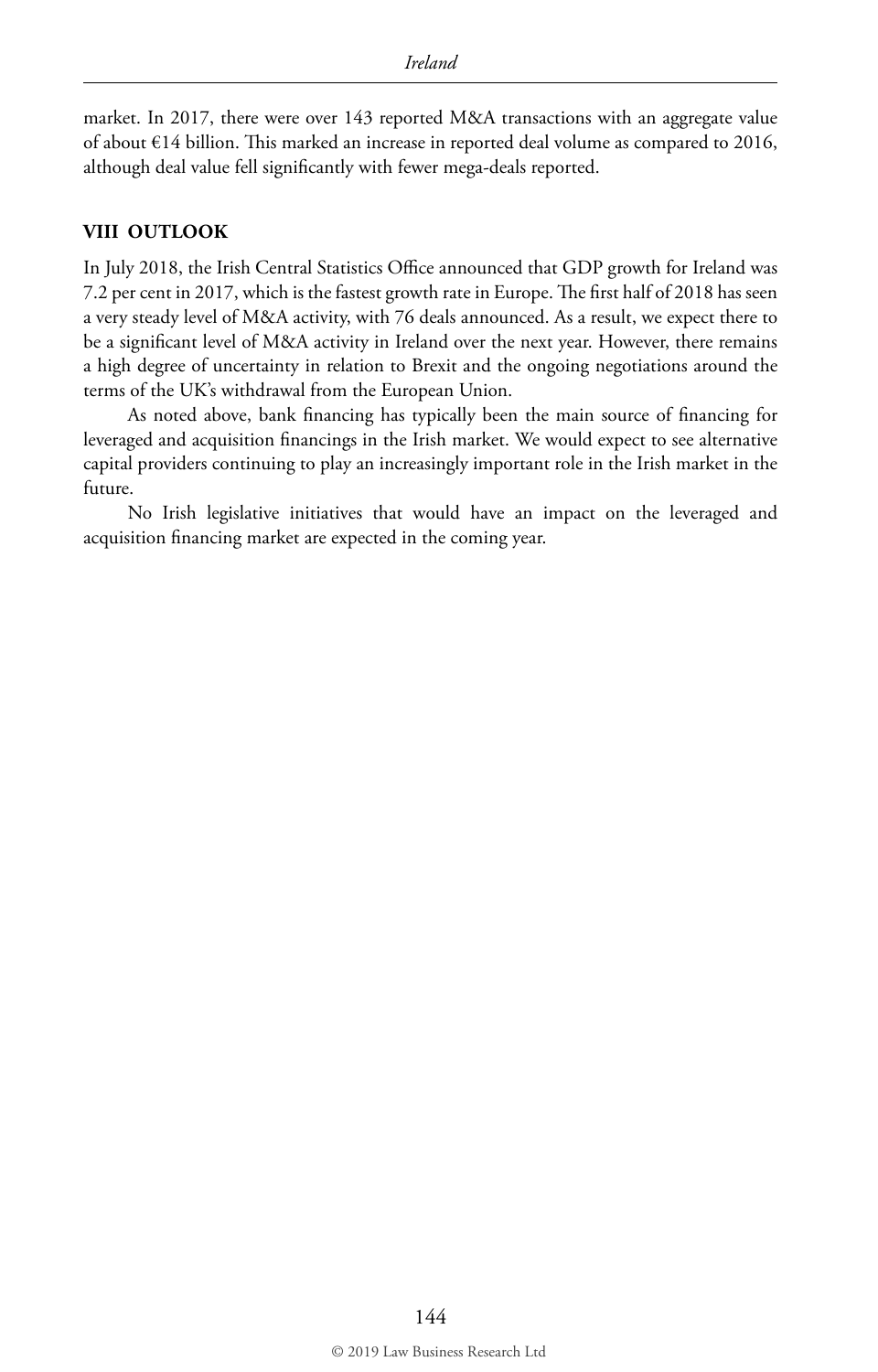market. In 2017, there were over 143 reported M&A transactions with an aggregate value of about €14 billion. This marked an increase in reported deal volume as compared to 2016, although deal value fell significantly with fewer mega-deals reported.

## VIII OUTLOOK

In July 2018, the Irish Central Statistics Office announced that GDP growth for Ireland was 7.2 per cent in 2017, which is the fastest growth rate in Europe. The first half of 2018 has seen a very steady level of M&A activity, with 76 deals announced. As a result, we expect there to be a significant level of M&A activity in Ireland over the next year. However, there remains a high degree of uncertainty in relation to Brexit and the ongoing negotiations around the terms of the UK's withdrawal from the European Union.

As noted above, bank financing has typically been the main source of financing for leveraged and acquisition financings in the Irish market. We would expect to see alternative capital providers continuing to play an increasingly important role in the Irish market in the future.

No Irish legislative initiatives that would have an impact on the leveraged and acquisition financing market are expected in the coming year.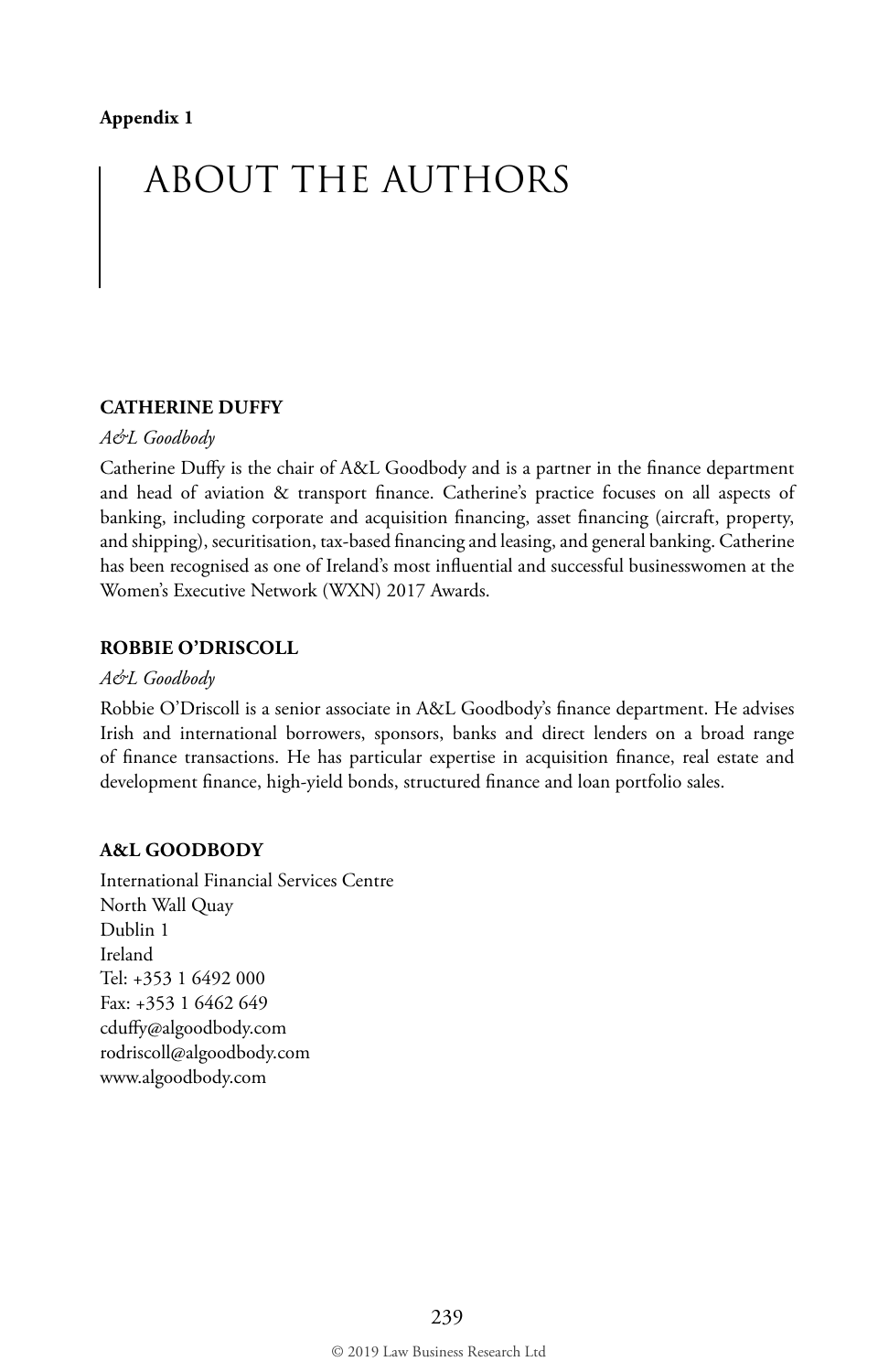Appendix 1

# ABOUT THE AUTHORS

**CATHERINE DUFFY**

*A&L Goodbody*

Catherine Duffy is the chair of A&L Goodbody and is a partner in the finance department and head of aviation & transport finance. Catherine's practice focuses on all aspects of banking, including corporate and acquisition financing, asset financing (aircraft, property, and shipping), securitisation, tax-based financing and leasing, and general banking. Catherine has been recognised as one of Ireland's most influential and successful businesswomen at the Women's Executive Network (WXN) 2017 Awards.

**ROBBIE O'DRISCOLL**

*A&L Goodbody*

Robbie O'Driscoll is a senior associate in A&L Goodbody's finance department. He advises Irish and international borrowers, sponsors, banks and direct lenders on a broad range of finance transactions. He has particular expertise in acquisition finance, real estate and development finance, high-yield bonds, structured finance and loan portfolio sales.

**A&L GOODBODY**

International Financial Services Centre
North Wall Quay
Dublin 1
Ireland
Tel: +353 1 6492 000
Fax: +353 1 6462 649
cduffy@algoodbody.com
rodriscoll@algoodbody.com
www.algoodbody.com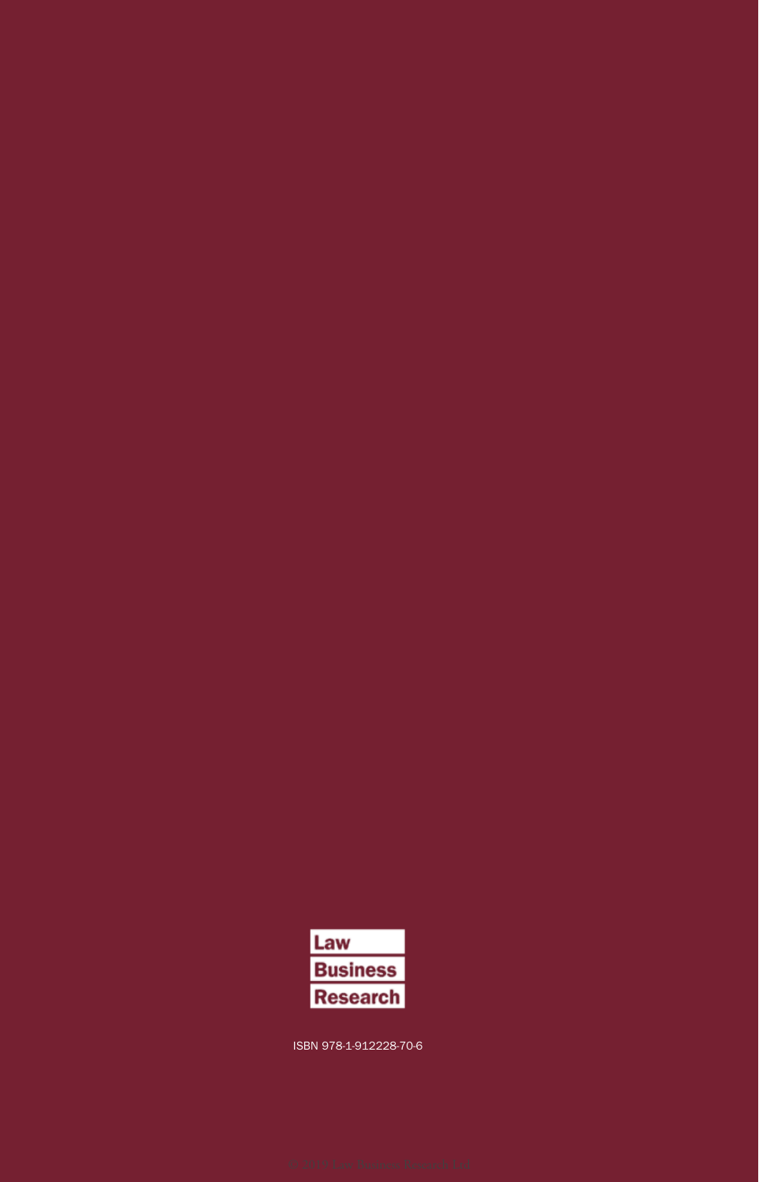Law
Business
Research

ISBN 978-1-912228-70-6